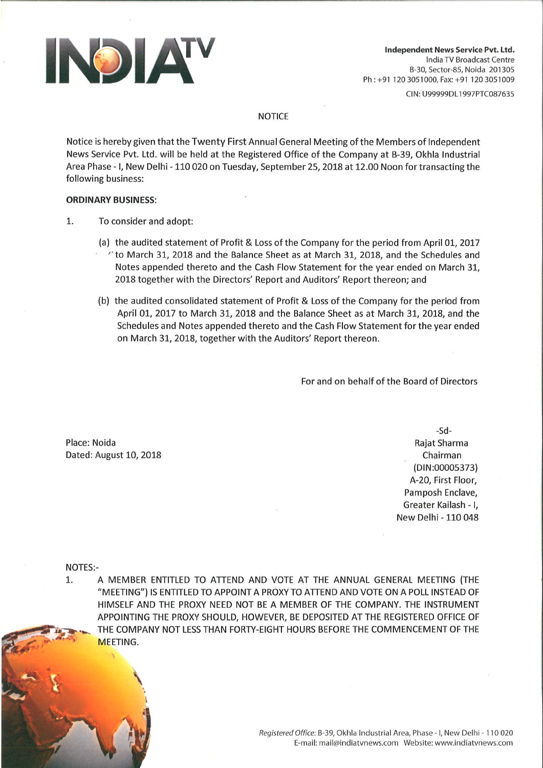**Independent News Service Pvt. Ltd.**
India TV Broadcast Centre
B-30, Sector-85, Noida 201305
Ph : +91 120 3051000, Fax: +91 120 3051009

CIN: U99999DL1997PTC087635

## NOTICE

Notice is hereby given that the Twenty First Annual General Meeting of the Members of Independent News Service Pvt. Ltd. will be held at the Registered Office of the Company at B-39, Okhla Industrial Area Phase - I, New Delhi - 110 020 on Tuesday, September 25, 2018 at 12.00 Noon for transacting the following business:

**ORDINARY BUSINESS:**

1. To consider and adopt:

   (a) the audited statement of Profit & Loss of the Company for the period from April 01, 2017 to March 31, 2018 and the Balance Sheet as at March 31, 2018, and the Schedules and Notes appended thereto and the Cash Flow Statement for the year ended on March 31, 2018 together with the Directors' Report and Auditors' Report thereon; and

   (b) the audited consolidated statement of Profit & Loss of the Company for the period from April 01, 2017 to March 31, 2018 and the Balance Sheet as at March 31, 2018, and the Schedules and Notes appended thereto and the Cash Flow Statement for the year ended on March 31, 2018, together with the Auditors' Report thereon.

For and on behalf of the Board of Directors

Place: Noida
Dated: August 10, 2018

-Sd-
Rajat Sharma
Chairman
(DIN:00005373)
A-20, First Floor,
Pamposh Enclave,
Greater Kailash - I,
New Delhi - 110 048

NOTES:-

1. A MEMBER ENTITLED TO ATTEND AND VOTE AT THE ANNUAL GENERAL MEETING (THE "MEETING") IS ENTITLED TO APPOINT A PROXY TO ATTEND AND VOTE ON A POLL INSTEAD OF HIMSELF AND THE PROXY NEED NOT BE A MEMBER OF THE COMPANY. THE INSTRUMENT APPOINTING THE PROXY SHOULD, HOWEVER, BE DEPOSITED AT THE REGISTERED OFFICE OF THE COMPANY NOT LESS THAN FORTY-EIGHT HOURS BEFORE THE COMMENCEMENT OF THE MEETING.

*Registered Office:* B-39, Okhla Industrial Area, Phase - I, New Delhi - 110 020
E-mail: mail@indiatvnews.com Website: www.indiatvnews.com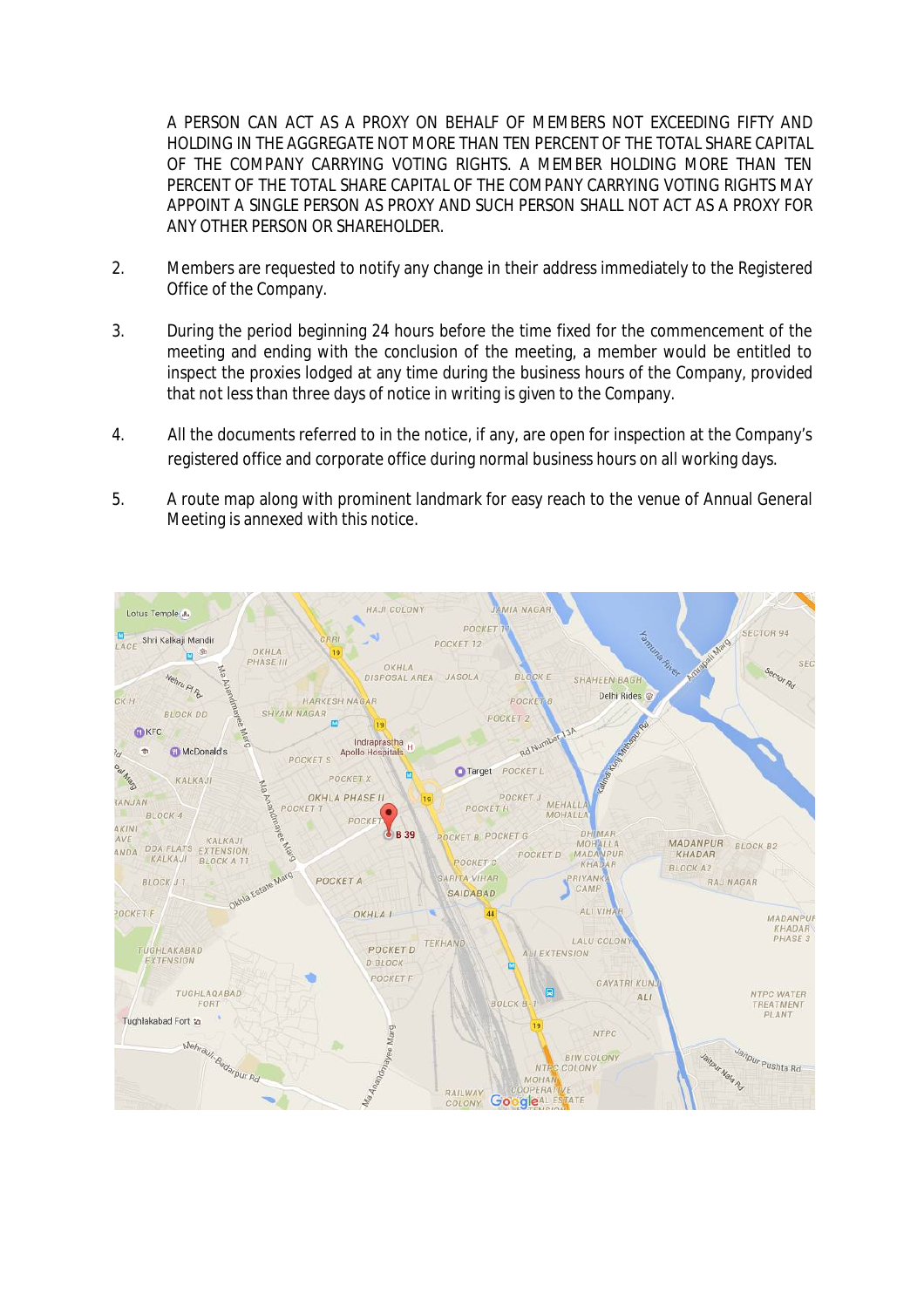A PERSON CAN ACT AS A PROXY ON BEHALF OF MEMBERS NOT EXCEEDING FIFTY AND HOLDING IN THE AGGREGATE NOT MORE THAN TEN PERCENT OF THE TOTAL SHARE CAPITAL OF THE COMPANY CARRYING VOTING RIGHTS. A MEMBER HOLDING MORE THAN TEN PERCENT OF THE TOTAL SHARE CAPITAL OF THE COMPANY CARRYING VOTING RIGHTS MAY APPOINT A SINGLE PERSON AS PROXY AND SUCH PERSON SHALL NOT ACT AS A PROXY FOR ANY OTHER PERSON OR SHAREHOLDER.

2. Members are requested to notify any change in their address immediately to the Registered Office of the Company.

3. During the period beginning 24 hours before the time fixed for the commencement of the meeting and ending with the conclusion of the meeting, a member would be entitled to inspect the proxies lodged at any time during the business hours of the Company, provided that not less than three days of notice in writing is given to the Company.

4. All the documents referred to in the notice, if any, are open for inspection at the Company's registered office and corporate office during normal business hours on all working days.

5. A route map along with prominent landmark for easy reach to the venue of Annual General Meeting is annexed with this notice.